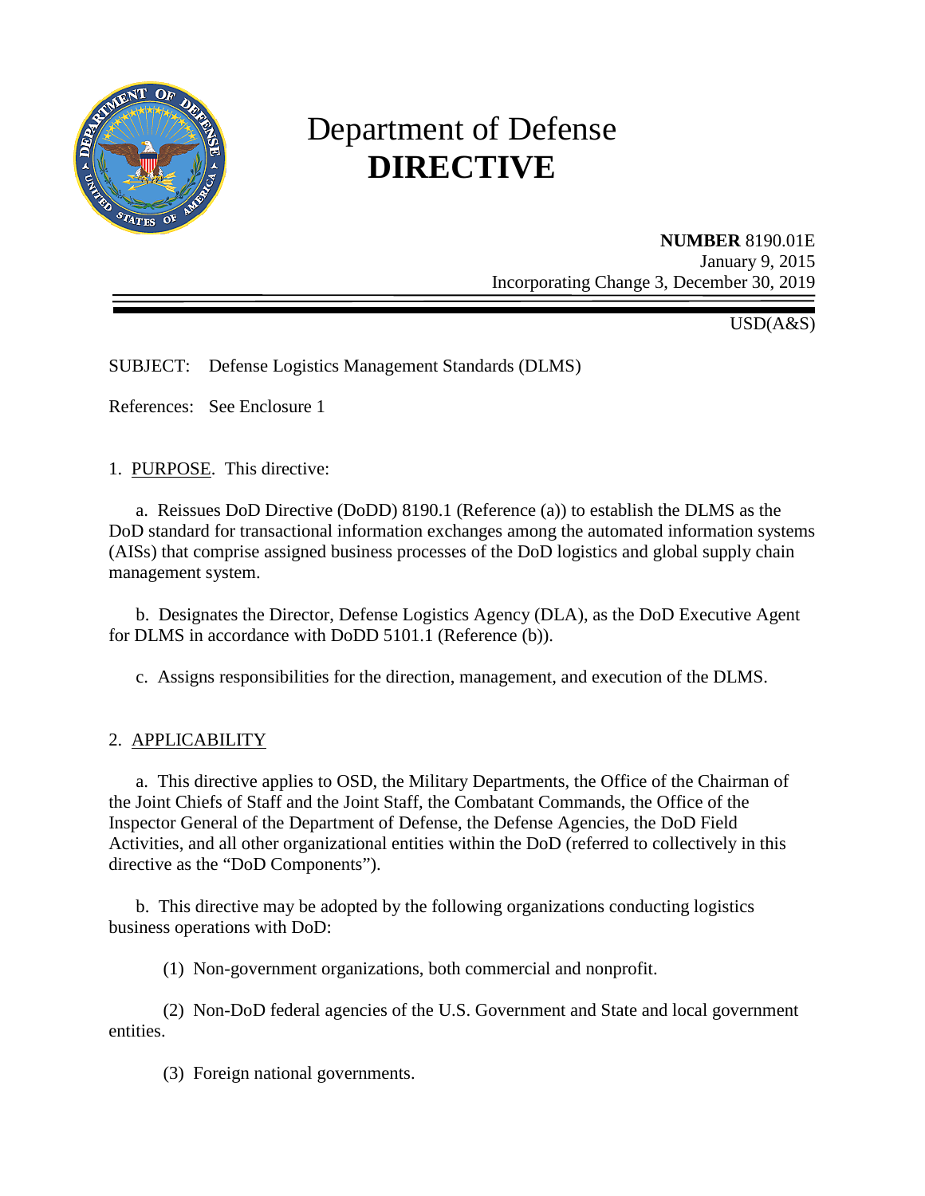# Department of Defense
# DIRECTIVE

**NUMBER** 8190.01E
January 9, 2015
Incorporating Change 3, December 30, 2019

USD(A&S)

SUBJECT: Defense Logistics Management Standards (DLMS)

References: See Enclosure 1

1. PURPOSE. This directive:

a. Reissues DoD Directive (DoDD) 8190.1 (Reference (a)) to establish the DLMS as the DoD standard for transactional information exchanges among the automated information systems (AISs) that comprise assigned business processes of the DoD logistics and global supply chain management system.

b. Designates the Director, Defense Logistics Agency (DLA), as the DoD Executive Agent for DLMS in accordance with DoDD 5101.1 (Reference (b)).

c. Assigns responsibilities for the direction, management, and execution of the DLMS.

2. APPLICABILITY

a. This directive applies to OSD, the Military Departments, the Office of the Chairman of the Joint Chiefs of Staff and the Joint Staff, the Combatant Commands, the Office of the Inspector General of the Department of Defense, the Defense Agencies, the DoD Field Activities, and all other organizational entities within the DoD (referred to collectively in this directive as the "DoD Components").

b. This directive may be adopted by the following organizations conducting logistics business operations with DoD:

(1) Non-government organizations, both commercial and nonprofit.

(2) Non-DoD federal agencies of the U.S. Government and State and local government entities.

(3) Foreign national governments.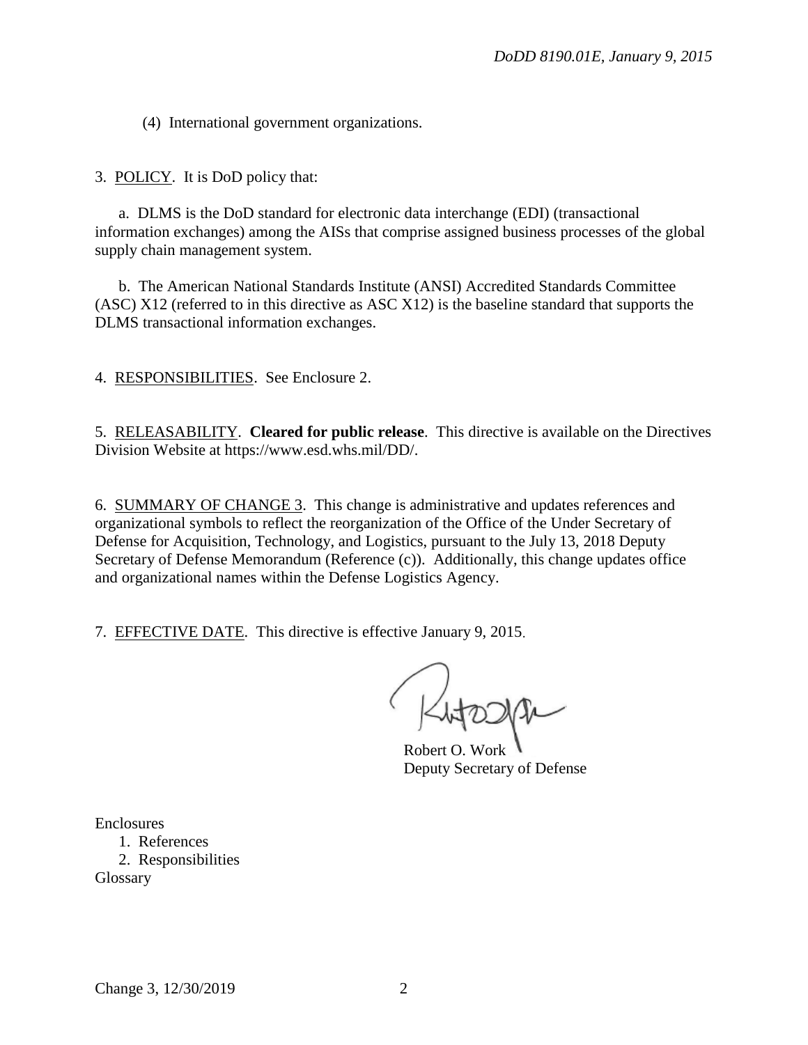(4) International government organizations.

3. POLICY. It is DoD policy that:

a. DLMS is the DoD standard for electronic data interchange (EDI) (transactional information exchanges) among the AISs that comprise assigned business processes of the global supply chain management system.

b. The American National Standards Institute (ANSI) Accredited Standards Committee (ASC) X12 (referred to in this directive as ASC X12) is the baseline standard that supports the DLMS transactional information exchanges.

4. RESPONSIBILITIES. See Enclosure 2.

5. RELEASABILITY. **Cleared for public release**. This directive is available on the Directives Division Website at https://www.esd.whs.mil/DD/.

6. SUMMARY OF CHANGE 3. This change is administrative and updates references and organizational symbols to reflect the reorganization of the Office of the Under Secretary of Defense for Acquisition, Technology, and Logistics, pursuant to the July 13, 2018 Deputy Secretary of Defense Memorandum (Reference (c)). Additionally, this change updates office and organizational names within the Defense Logistics Agency.

7. EFFECTIVE DATE. This directive is effective January 9, 2015.

Robert O. Work
Deputy Secretary of Defense

Enclosures
1. References
2. Responsibilities
Glossary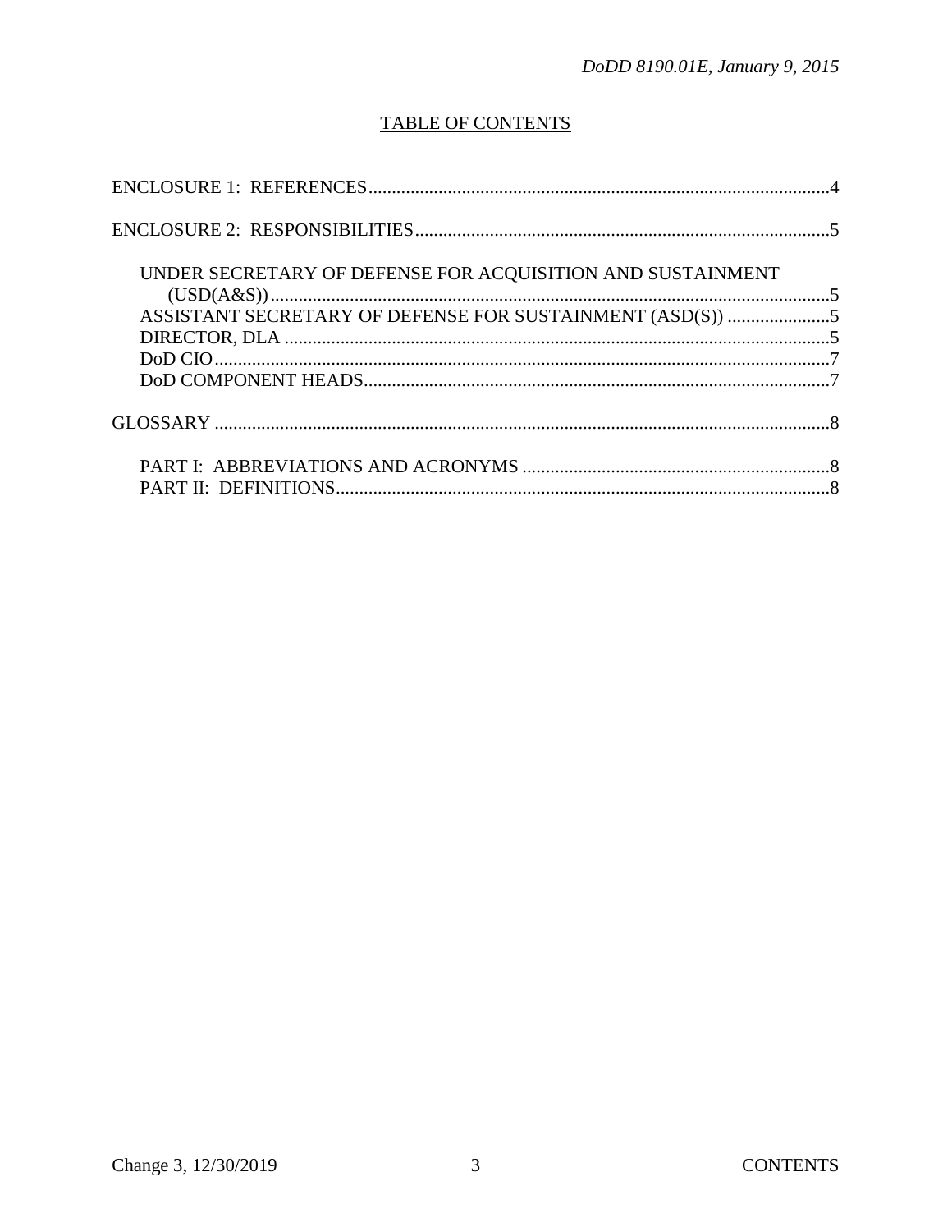## TABLE OF CONTENTS

ENCLOSURE 1: REFERENCES....................................................................................................4

ENCLOSURE 2: RESPONSIBILITIES........................................................................................5

- UNDER SECRETARY OF DEFENSE FOR ACQUISITION AND SUSTAINMENT (USD(A&S))........................................................................................................................5
- ASSISTANT SECRETARY OF DEFENSE FOR SUSTAINMENT (ASD(S)) ......................5
- DIRECTOR, DLA .....................................................................................................................5
- DoD CIO....................................................................................................................................7
- DoD COMPONENT HEADS...................................................................................................7

GLOSSARY ...................................................................................................................................8

- PART I: ABBREVIATIONS AND ACRONYMS ..................................................................8
- PART II: DEFINITIONS..........................................................................................................8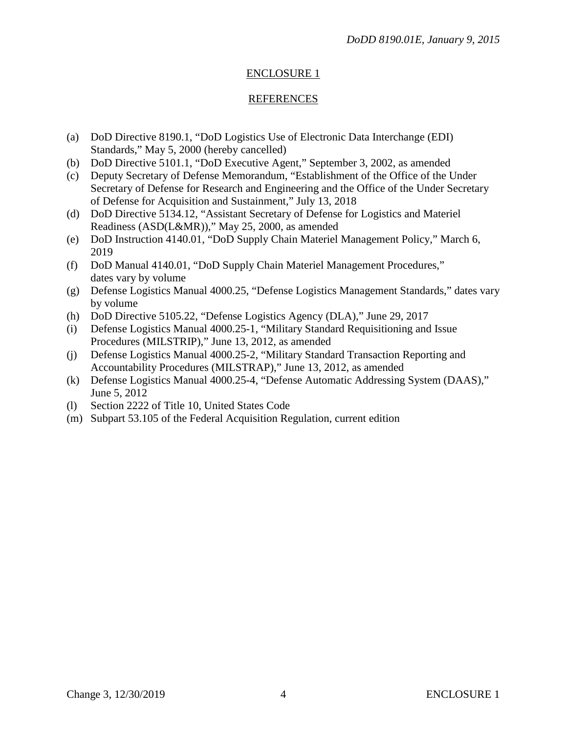## ENCLOSURE 1

## REFERENCES

(a) DoD Directive 8190.1, "DoD Logistics Use of Electronic Data Interchange (EDI) Standards," May 5, 2000 (hereby cancelled)
(b) DoD Directive 5101.1, "DoD Executive Agent," September 3, 2002, as amended
(c) Deputy Secretary of Defense Memorandum, "Establishment of the Office of the Under Secretary of Defense for Research and Engineering and the Office of the Under Secretary of Defense for Acquisition and Sustainment," July 13, 2018
(d) DoD Directive 5134.12, "Assistant Secretary of Defense for Logistics and Materiel Readiness (ASD(L&MR))," May 25, 2000, as amended
(e) DoD Instruction 4140.01, "DoD Supply Chain Materiel Management Policy," March 6, 2019
(f) DoD Manual 4140.01, "DoD Supply Chain Materiel Management Procedures," dates vary by volume
(g) Defense Logistics Manual 4000.25, "Defense Logistics Management Standards," dates vary by volume
(h) DoD Directive 5105.22, "Defense Logistics Agency (DLA)," June 29, 2017
(i) Defense Logistics Manual 4000.25-1, "Military Standard Requisitioning and Issue Procedures (MILSTRIP)," June 13, 2012, as amended
(j) Defense Logistics Manual 4000.25-2, "Military Standard Transaction Reporting and Accountability Procedures (MILSTRAP)," June 13, 2012, as amended
(k) Defense Logistics Manual 4000.25-4, "Defense Automatic Addressing System (DAAS)," June 5, 2012
(l) Section 2222 of Title 10, United States Code
(m) Subpart 53.105 of the Federal Acquisition Regulation, current edition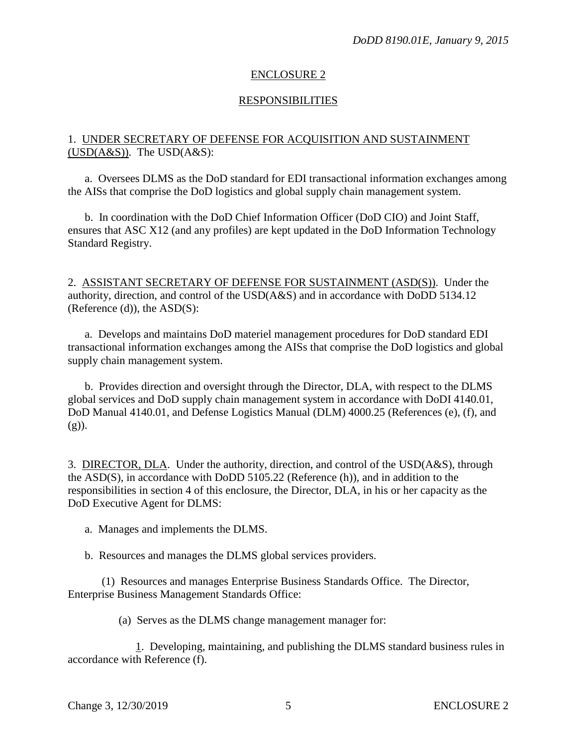## ENCLOSURE 2

## RESPONSIBILITIES

1. UNDER SECRETARY OF DEFENSE FOR ACQUISITION AND SUSTAINMENT (USD(A&S)). The USD(A&S):

a. Oversees DLMS as the DoD standard for EDI transactional information exchanges among the AISs that comprise the DoD logistics and global supply chain management system.

b. In coordination with the DoD Chief Information Officer (DoD CIO) and Joint Staff, ensures that ASC X12 (and any profiles) are kept updated in the DoD Information Technology Standard Registry.

2. ASSISTANT SECRETARY OF DEFENSE FOR SUSTAINMENT (ASD(S)). Under the authority, direction, and control of the USD(A&S) and in accordance with DoDD 5134.12 (Reference (d)), the ASD(S):

a. Develops and maintains DoD materiel management procedures for DoD standard EDI transactional information exchanges among the AISs that comprise the DoD logistics and global supply chain management system.

b. Provides direction and oversight through the Director, DLA, with respect to the DLMS global services and DoD supply chain management system in accordance with DoDI 4140.01, DoD Manual 4140.01, and Defense Logistics Manual (DLM) 4000.25 (References (e), (f), and (g)).

3. DIRECTOR, DLA. Under the authority, direction, and control of the USD(A&S), through the ASD(S), in accordance with DoDD 5105.22 (Reference (h)), and in addition to the responsibilities in section 4 of this enclosure, the Director, DLA, in his or her capacity as the DoD Executive Agent for DLMS:

a. Manages and implements the DLMS.

b. Resources and manages the DLMS global services providers.

(1) Resources and manages Enterprise Business Standards Office. The Director, Enterprise Business Management Standards Office:

(a) Serves as the DLMS change management manager for:

1. Developing, maintaining, and publishing the DLMS standard business rules in accordance with Reference (f).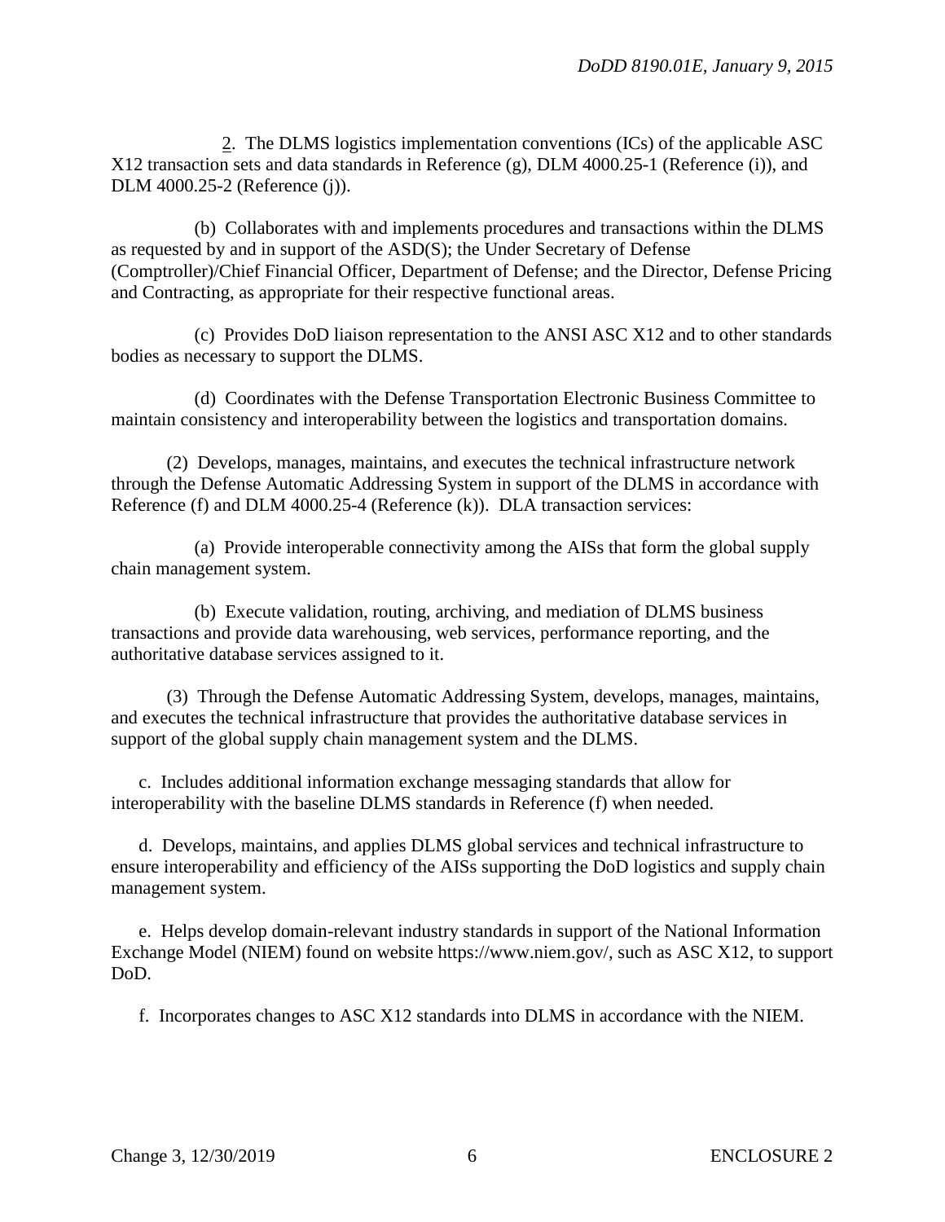2. The DLMS logistics implementation conventions (ICs) of the applicable ASC X12 transaction sets and data standards in Reference (g), DLM 4000.25-1 (Reference (i)), and DLM 4000.25-2 (Reference (j)).

(b) Collaborates with and implements procedures and transactions within the DLMS as requested by and in support of the ASD(S); the Under Secretary of Defense (Comptroller)/Chief Financial Officer, Department of Defense; and the Director, Defense Pricing and Contracting, as appropriate for their respective functional areas.

(c) Provides DoD liaison representation to the ANSI ASC X12 and to other standards bodies as necessary to support the DLMS.

(d) Coordinates with the Defense Transportation Electronic Business Committee to maintain consistency and interoperability between the logistics and transportation domains.

(2) Develops, manages, maintains, and executes the technical infrastructure network through the Defense Automatic Addressing System in support of the DLMS in accordance with Reference (f) and DLM 4000.25-4 (Reference (k)). DLA transaction services:

(a) Provide interoperable connectivity among the AISs that form the global supply chain management system.

(b) Execute validation, routing, archiving, and mediation of DLMS business transactions and provide data warehousing, web services, performance reporting, and the authoritative database services assigned to it.

(3) Through the Defense Automatic Addressing System, develops, manages, maintains, and executes the technical infrastructure that provides the authoritative database services in support of the global supply chain management system and the DLMS.

c. Includes additional information exchange messaging standards that allow for interoperability with the baseline DLMS standards in Reference (f) when needed.

d. Develops, maintains, and applies DLMS global services and technical infrastructure to ensure interoperability and efficiency of the AISs supporting the DoD logistics and supply chain management system.

e. Helps develop domain-relevant industry standards in support of the National Information Exchange Model (NIEM) found on website https://www.niem.gov/, such as ASC X12, to support DoD.

f. Incorporates changes to ASC X12 standards into DLMS in accordance with the NIEM.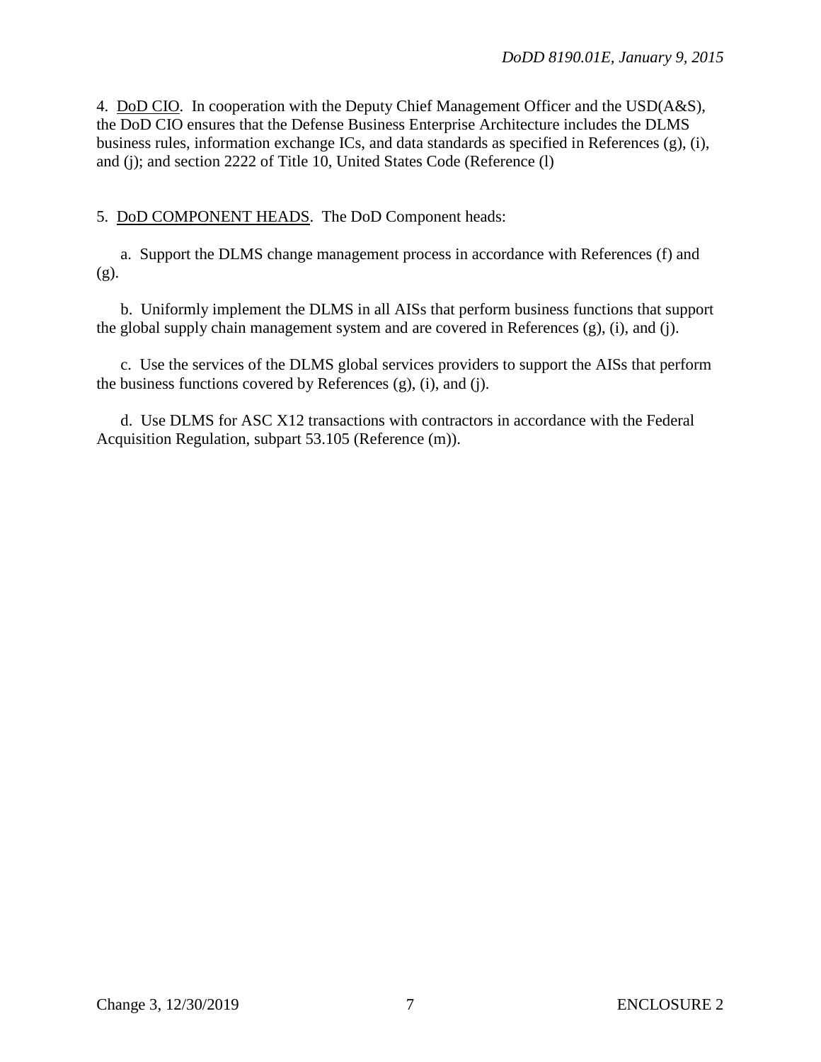4. DoD CIO. In cooperation with the Deputy Chief Management Officer and the USD(A&S), the DoD CIO ensures that the Defense Business Enterprise Architecture includes the DLMS business rules, information exchange ICs, and data standards as specified in References (g), (i), and (j); and section 2222 of Title 10, United States Code (Reference (l)

5. DoD COMPONENT HEADS. The DoD Component heads:

a. Support the DLMS change management process in accordance with References (f) and (g).

b. Uniformly implement the DLMS in all AISs that perform business functions that support the global supply chain management system and are covered in References (g), (i), and (j).

c. Use the services of the DLMS global services providers to support the AISs that perform the business functions covered by References (g), (i), and (j).

d. Use DLMS for ASC X12 transactions with contractors in accordance with the Federal Acquisition Regulation, subpart 53.105 (Reference (m)).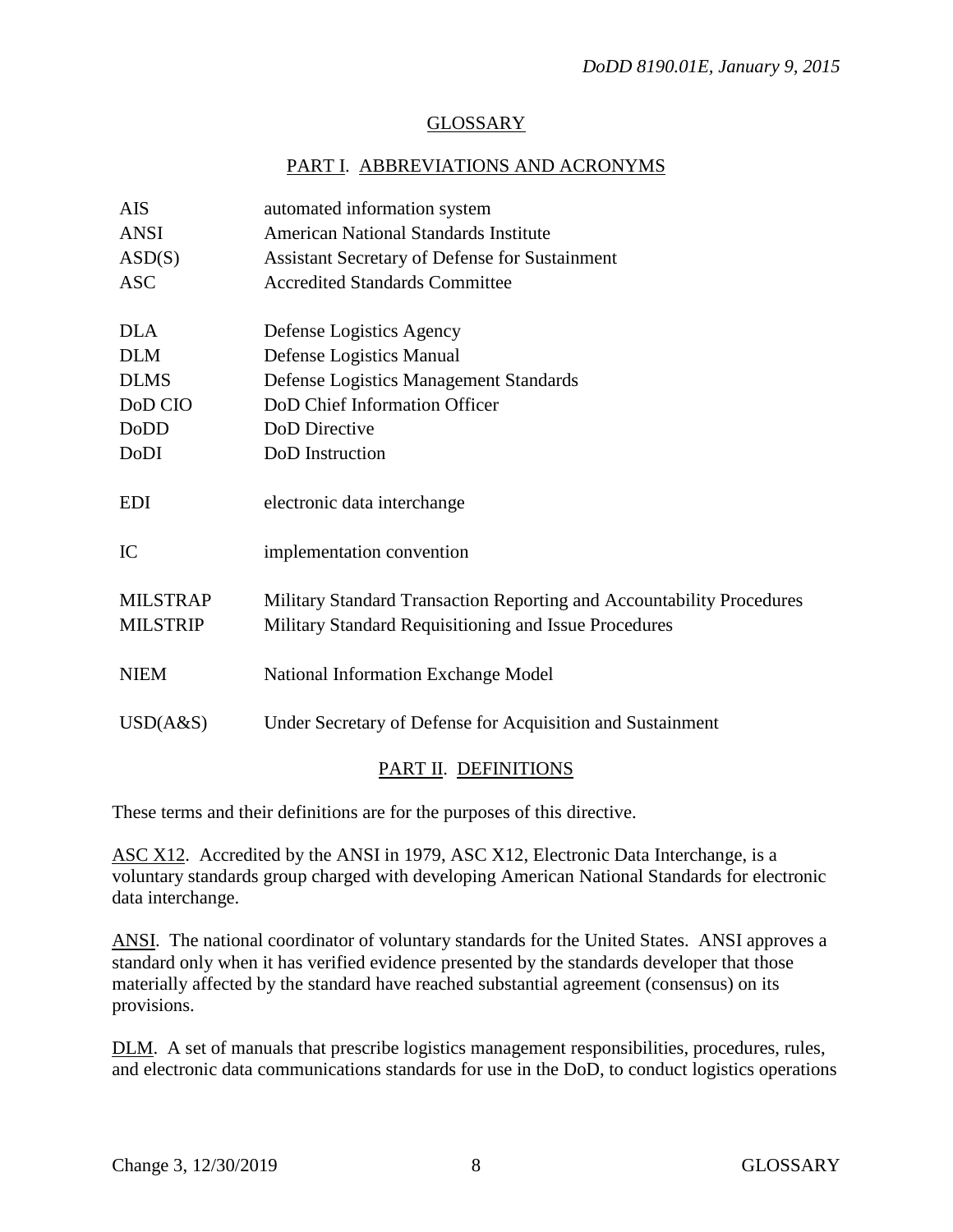## GLOSSARY

### PART I. ABBREVIATIONS AND ACRONYMS

| | |
|---|---|
| AIS | automated information system |
| ANSI | American National Standards Institute |
| ASD(S) | Assistant Secretary of Defense for Sustainment |
| ASC | Accredited Standards Committee |
| DLA | Defense Logistics Agency |
| DLM | Defense Logistics Manual |
| DLMS | Defense Logistics Management Standards |
| DoD CIO | DoD Chief Information Officer |
| DoDD | DoD Directive |
| DoDI | DoD Instruction |
| EDI | electronic data interchange |
| IC | implementation convention |
| MILSTRAP | Military Standard Transaction Reporting and Accountability Procedures |
| MILSTRIP | Military Standard Requisitioning and Issue Procedures |
| NIEM | National Information Exchange Model |
| USD(A&S) | Under Secretary of Defense for Acquisition and Sustainment |

### PART II. DEFINITIONS

These terms and their definitions are for the purposes of this directive.

ASC X12. Accredited by the ANSI in 1979, ASC X12, Electronic Data Interchange, is a voluntary standards group charged with developing American National Standards for electronic data interchange.

ANSI. The national coordinator of voluntary standards for the United States. ANSI approves a standard only when it has verified evidence presented by the standards developer that those materially affected by the standard have reached substantial agreement (consensus) on its provisions.

DLM. A set of manuals that prescribe logistics management responsibilities, procedures, rules, and electronic data communications standards for use in the DoD, to conduct logistics operations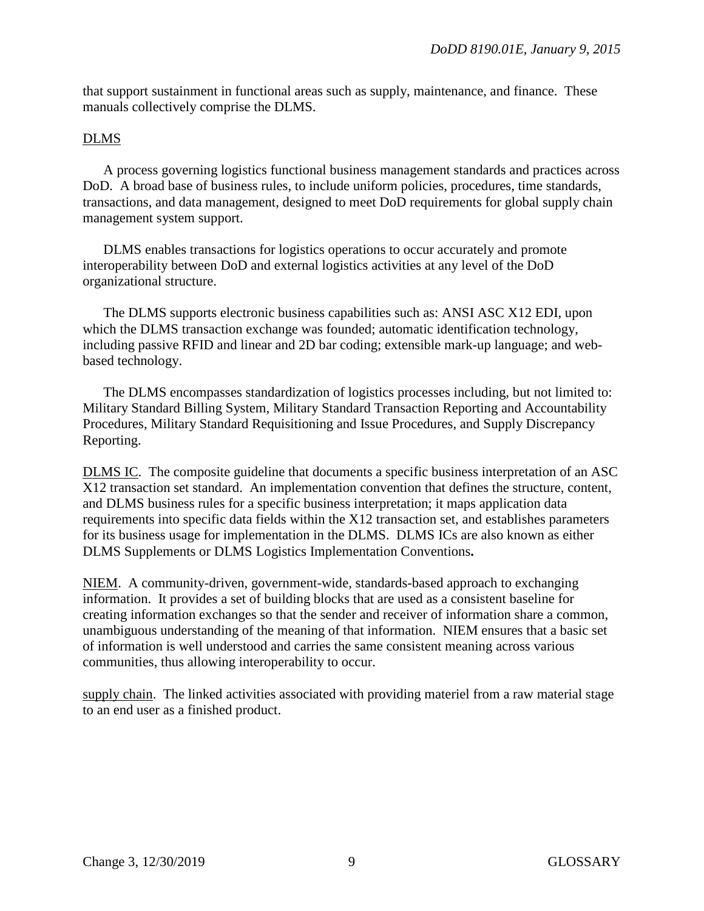that support sustainment in functional areas such as supply, maintenance, and finance. These manuals collectively comprise the DLMS.

DLMS

A process governing logistics functional business management standards and practices across DoD. A broad base of business rules, to include uniform policies, procedures, time standards, transactions, and data management, designed to meet DoD requirements for global supply chain management system support.

DLMS enables transactions for logistics operations to occur accurately and promote interoperability between DoD and external logistics activities at any level of the DoD organizational structure.

The DLMS supports electronic business capabilities such as: ANSI ASC X12 EDI, upon which the DLMS transaction exchange was founded; automatic identification technology, including passive RFID and linear and 2D bar coding; extensible mark-up language; and web-based technology.

The DLMS encompasses standardization of logistics processes including, but not limited to: Military Standard Billing System, Military Standard Transaction Reporting and Accountability Procedures, Military Standard Requisitioning and Issue Procedures, and Supply Discrepancy Reporting.

DLMS IC. The composite guideline that documents a specific business interpretation of an ASC X12 transaction set standard. An implementation convention that defines the structure, content, and DLMS business rules for a specific business interpretation; it maps application data requirements into specific data fields within the X12 transaction set, and establishes parameters for its business usage for implementation in the DLMS. DLMS ICs are also known as either DLMS Supplements or DLMS Logistics Implementation Conventions**.**

NIEM. A community-driven, government-wide, standards-based approach to exchanging information. It provides a set of building blocks that are used as a consistent baseline for creating information exchanges so that the sender and receiver of information share a common, unambiguous understanding of the meaning of that information. NIEM ensures that a basic set of information is well understood and carries the same consistent meaning across various communities, thus allowing interoperability to occur.

supply chain. The linked activities associated with providing materiel from a raw material stage to an end user as a finished product.